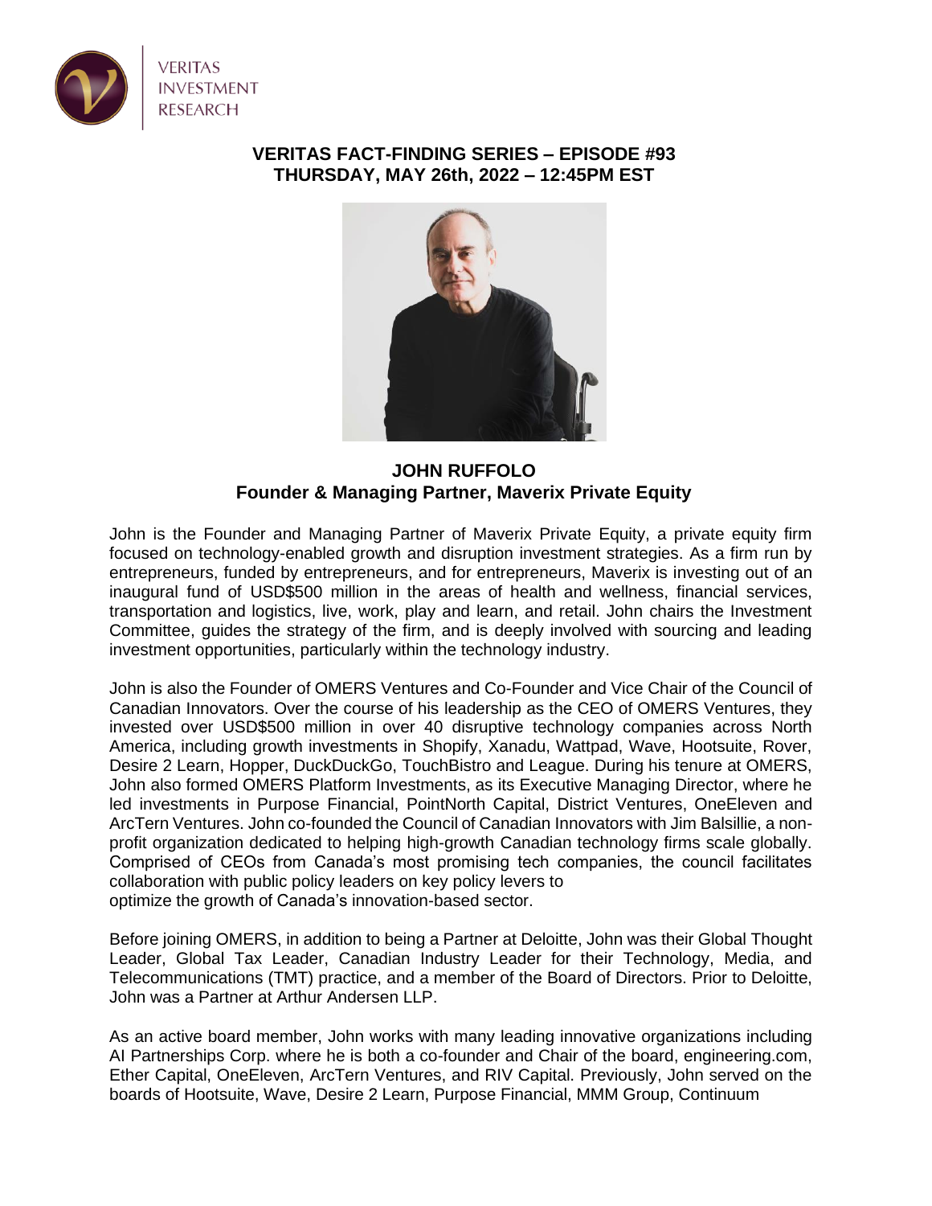VERITAS INVESTMENT RESEARCH

## VERITAS FACT-FINDING SERIES – EPISODE #93
## THURSDAY, MAY 26th, 2022 – 12:45PM EST

### JOHN RUFFOLO
### Founder & Managing Partner, Maverix Private Equity

John is the Founder and Managing Partner of Maverix Private Equity, a private equity firm focused on technology-enabled growth and disruption investment strategies. As a firm run by entrepreneurs, funded by entrepreneurs, and for entrepreneurs, Maverix is investing out of an inaugural fund of USD$500 million in the areas of health and wellness, financial services, transportation and logistics, live, work, play and learn, and retail. John chairs the Investment Committee, guides the strategy of the firm, and is deeply involved with sourcing and leading investment opportunities, particularly within the technology industry.

John is also the Founder of OMERS Ventures and Co-Founder and Vice Chair of the Council of Canadian Innovators. Over the course of his leadership as the CEO of OMERS Ventures, they invested over USD$500 million in over 40 disruptive technology companies across North America, including growth investments in Shopify, Xanadu, Wattpad, Wave, Hootsuite, Rover, Desire 2 Learn, Hopper, DuckDuckGo, TouchBistro and League. During his tenure at OMERS, John also formed OMERS Platform Investments, as its Executive Managing Director, where he led investments in Purpose Financial, PointNorth Capital, District Ventures, OneEleven and ArcTern Ventures. John co-founded the Council of Canadian Innovators with Jim Balsillie, a non-profit organization dedicated to helping high-growth Canadian technology firms scale globally. Comprised of CEOs from Canada's most promising tech companies, the council facilitates collaboration with public policy leaders on key policy levers to optimize the growth of Canada's innovation-based sector.

Before joining OMERS, in addition to being a Partner at Deloitte, John was their Global Thought Leader, Global Tax Leader, Canadian Industry Leader for their Technology, Media, and Telecommunications (TMT) practice, and a member of the Board of Directors. Prior to Deloitte, John was a Partner at Arthur Andersen LLP.

As an active board member, John works with many leading innovative organizations including AI Partnerships Corp. where he is both a co-founder and Chair of the board, engineering.com, Ether Capital, OneEleven, ArcTern Ventures, and RIV Capital. Previously, John served on the boards of Hootsuite, Wave, Desire 2 Learn, Purpose Financial, MMM Group, Continuum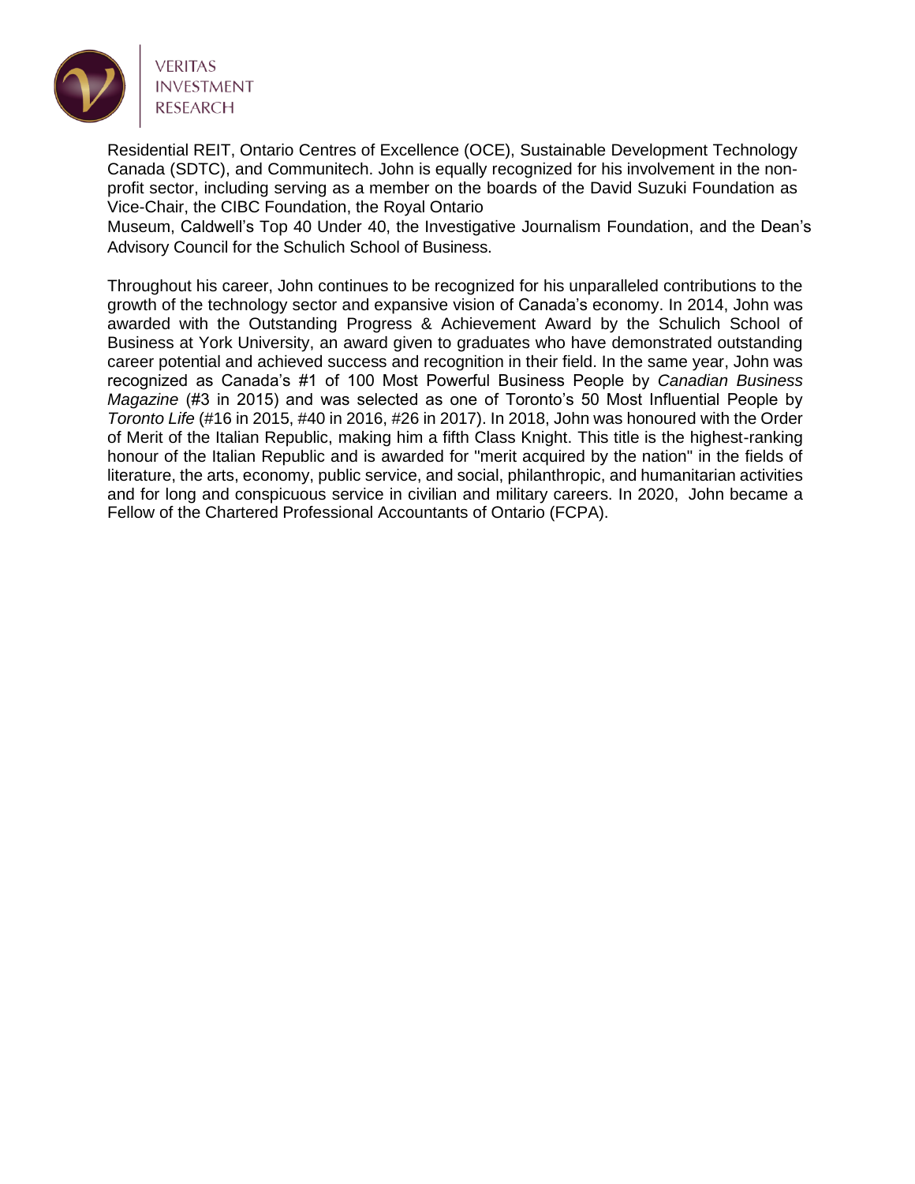Residential REIT, Ontario Centres of Excellence (OCE), Sustainable Development Technology Canada (SDTC), and Communitech. John is equally recognized for his involvement in the non-profit sector, including serving as a member on the boards of the David Suzuki Foundation as Vice-Chair, the CIBC Foundation, the Royal Ontario Museum, Caldwell's Top 40 Under 40, the Investigative Journalism Foundation, and the Dean's Advisory Council for the Schulich School of Business.

Throughout his career, John continues to be recognized for his unparalleled contributions to the growth of the technology sector and expansive vision of Canada's economy. In 2014, John was awarded with the Outstanding Progress & Achievement Award by the Schulich School of Business at York University, an award given to graduates who have demonstrated outstanding career potential and achieved success and recognition in their field. In the same year, John was recognized as Canada's #1 of 100 Most Powerful Business People by *Canadian Business Magazine* (#3 in 2015) and was selected as one of Toronto's 50 Most Influential People by *Toronto Life* (#16 in 2015, #40 in 2016, #26 in 2017). In 2018, John was honoured with the Order of Merit of the Italian Republic, making him a fifth Class Knight. This title is the highest-ranking honour of the Italian Republic and is awarded for "merit acquired by the nation" in the fields of literature, the arts, economy, public service, and social, philanthropic, and humanitarian activities and for long and conspicuous service in civilian and military careers. In 2020, John became a Fellow of the Chartered Professional Accountants of Ontario (FCPA).